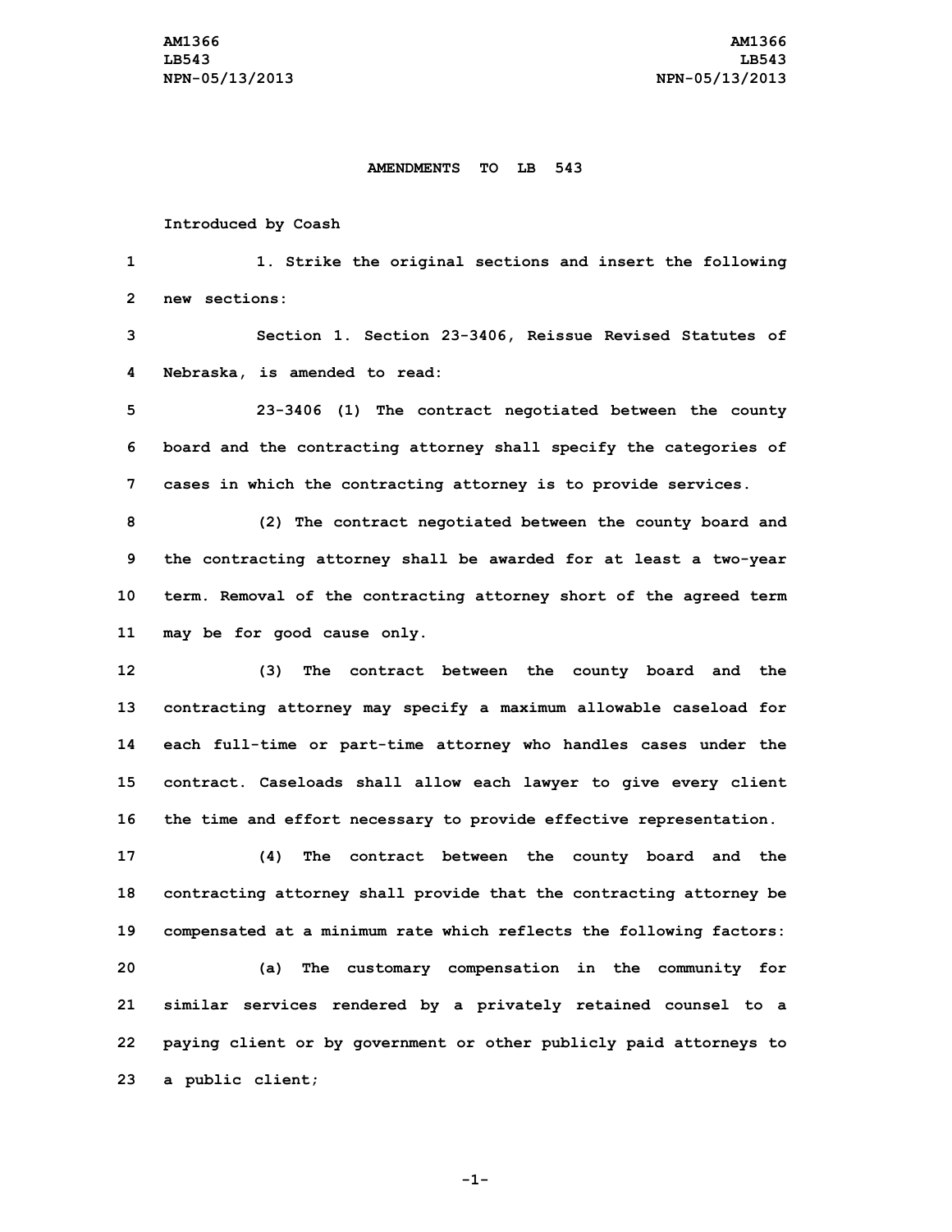# AMENDMENTS TO LB 543

Introduced by Coash

1. Strike the original sections and insert the following new sections:

Section 1. Section 23-3406, Reissue Revised Statutes of Nebraska, is amended to read:

23-3406 (1) The contract negotiated between the county board and the contracting attorney shall specify the categories of cases in which the contracting attorney is to provide services.

(2) The contract negotiated between the county board and the contracting attorney shall be awarded for at least a two-year term. Removal of the contracting attorney short of the agreed term may be for good cause only.

(3) The contract between the county board and the contracting attorney may specify a maximum allowable caseload for each full-time or part-time attorney who handles cases under the contract. Caseloads shall allow each lawyer to give every client the time and effort necessary to provide effective representation.

(4) The contract between the county board and the contracting attorney shall provide that the contracting attorney be compensated at a minimum rate which reflects the following factors:

(a) The customary compensation in the community for similar services rendered by a privately retained counsel to a paying client or by government or other publicly paid attorneys to a public client;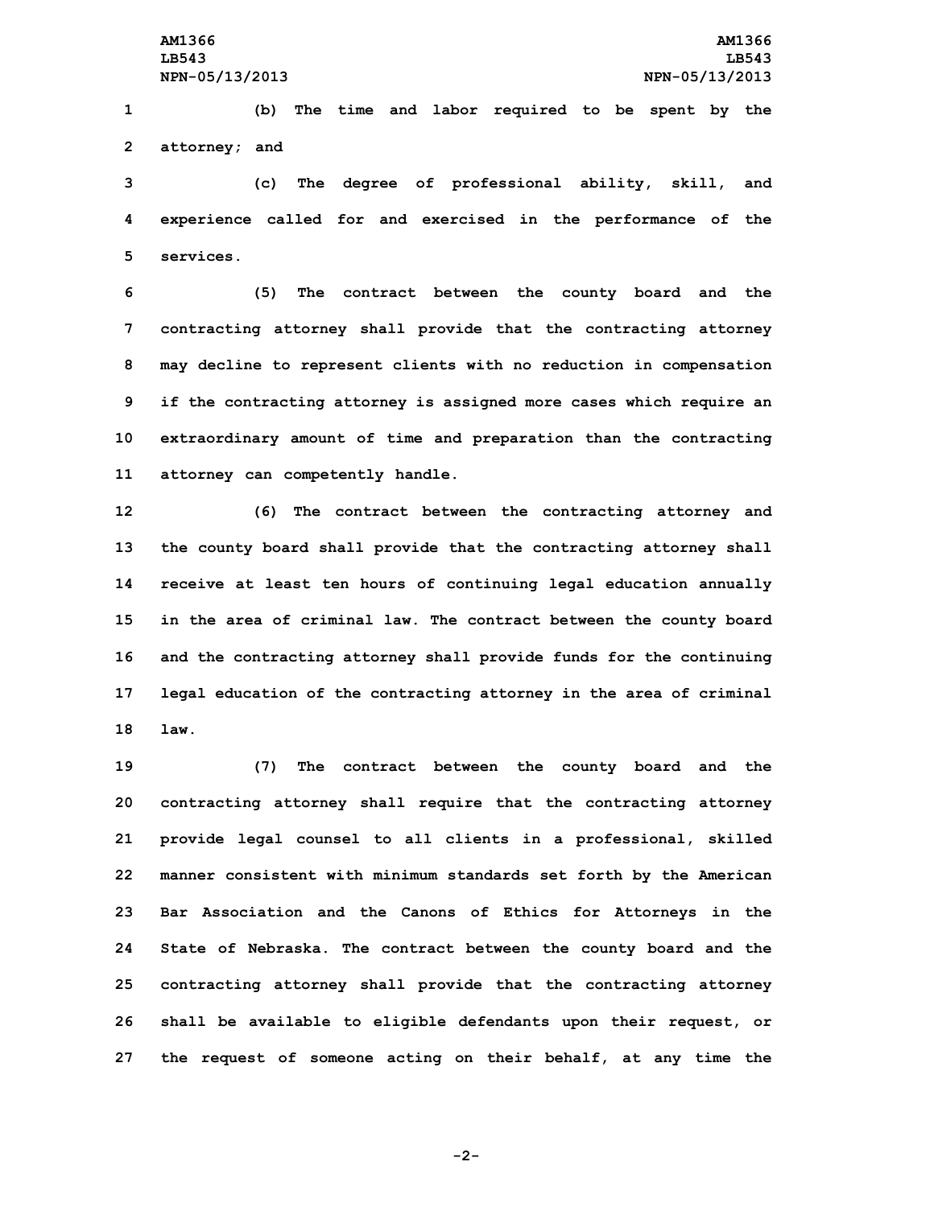(b) The time and labor required to be spent by the attorney; and

(c) The degree of professional ability, skill, and experience called for and exercised in the performance of the services.

(5) The contract between the county board and the contracting attorney shall provide that the contracting attorney may decline to represent clients with no reduction in compensation if the contracting attorney is assigned more cases which require an extraordinary amount of time and preparation than the contracting attorney can competently handle.

(6) The contract between the contracting attorney and the county board shall provide that the contracting attorney shall receive at least ten hours of continuing legal education annually in the area of criminal law. The contract between the county board and the contracting attorney shall provide funds for the continuing legal education of the contracting attorney in the area of criminal law.

(7) The contract between the county board and the contracting attorney shall require that the contracting attorney provide legal counsel to all clients in a professional, skilled manner consistent with minimum standards set forth by the American Bar Association and the Canons of Ethics for Attorneys in the State of Nebraska. The contract between the county board and the contracting attorney shall provide that the contracting attorney shall be available to eligible defendants upon their request, or the request of someone acting on their behalf, at any time the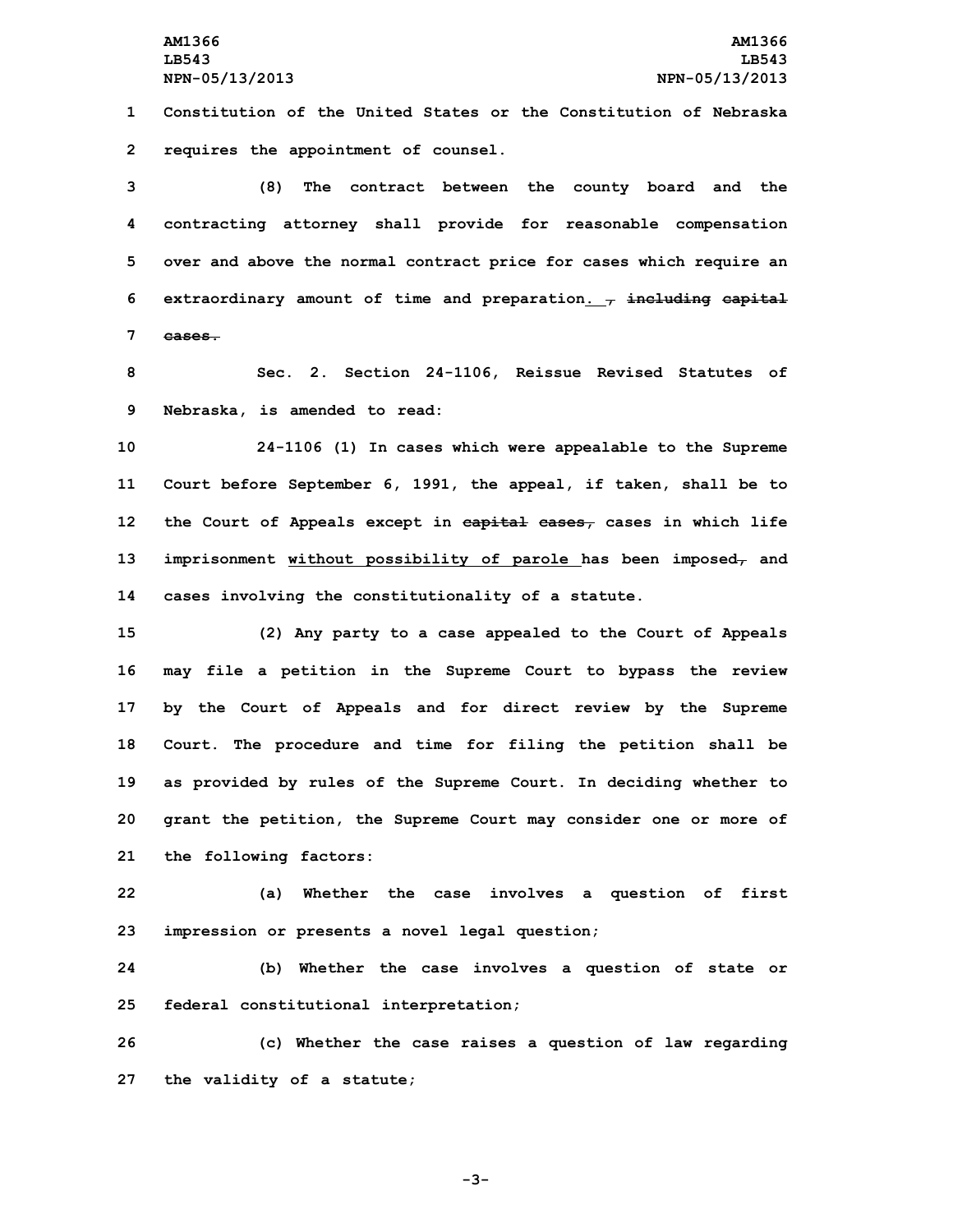Constitution of the United States or the Constitution of Nebraska requires the appointment of counsel.

(8) The contract between the county board and the contracting attorney shall provide for reasonable compensation over and above the normal contract price for cases which require an extraordinary amount of time and preparation. ~~, including capital cases.~~

Sec. 2. Section 24-1106, Reissue Revised Statutes of Nebraska, is amended to read:

24-1106 (1) In cases which were appealable to the Supreme Court before September 6, 1991, the appeal, if taken, shall be to the Court of Appeals except in ~~capital cases,~~ cases in which life imprisonment <u>without possibility of parole</u> has been imposed~~,~~ and cases involving the constitutionality of a statute.

(2) Any party to a case appealed to the Court of Appeals may file a petition in the Supreme Court to bypass the review by the Court of Appeals and for direct review by the Supreme Court. The procedure and time for filing the petition shall be as provided by rules of the Supreme Court. In deciding whether to grant the petition, the Supreme Court may consider one or more of the following factors:

(a) Whether the case involves a question of first impression or presents a novel legal question;

(b) Whether the case involves a question of state or federal constitutional interpretation;

(c) Whether the case raises a question of law regarding the validity of a statute;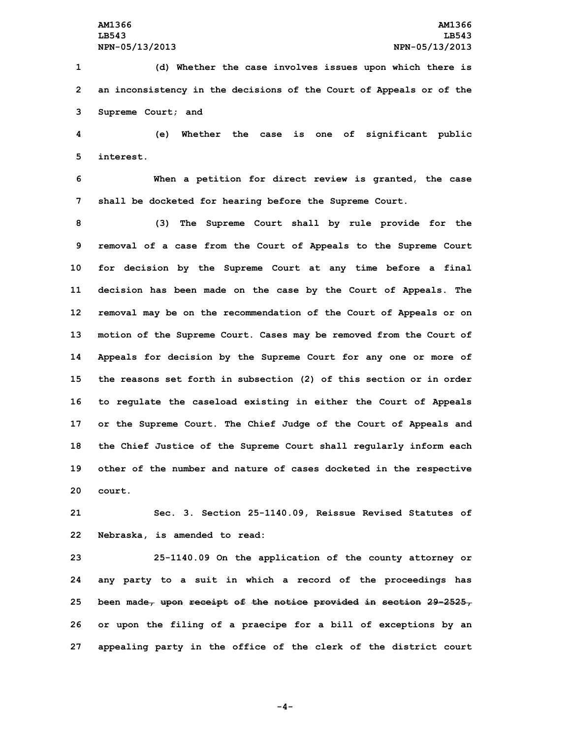(d) Whether the case involves issues upon which there is an inconsistency in the decisions of the Court of Appeals or of the Supreme Court; and

(e) Whether the case is one of significant public interest.

When a petition for direct review is granted, the case shall be docketed for hearing before the Supreme Court.

(3) The Supreme Court shall by rule provide for the removal of a case from the Court of Appeals to the Supreme Court for decision by the Supreme Court at any time before a final decision has been made on the case by the Court of Appeals. The removal may be on the recommendation of the Court of Appeals or on motion of the Supreme Court. Cases may be removed from the Court of Appeals for decision by the Supreme Court for any one or more of the reasons set forth in subsection (2) of this section or in order to regulate the caseload existing in either the Court of Appeals or the Supreme Court. The Chief Judge of the Court of Appeals and the Chief Justice of the Supreme Court shall regularly inform each other of the number and nature of cases docketed in the respective court.

Sec. 3. Section 25-1140.09, Reissue Revised Statutes of Nebraska, is amended to read:

25-1140.09 On the application of the county attorney or any party to a suit in which a record of the proceedings has been made~~, upon receipt of the notice provided in section 29-2525,~~ or upon the filing of a praecipe for a bill of exceptions by an appealing party in the office of the clerk of the district court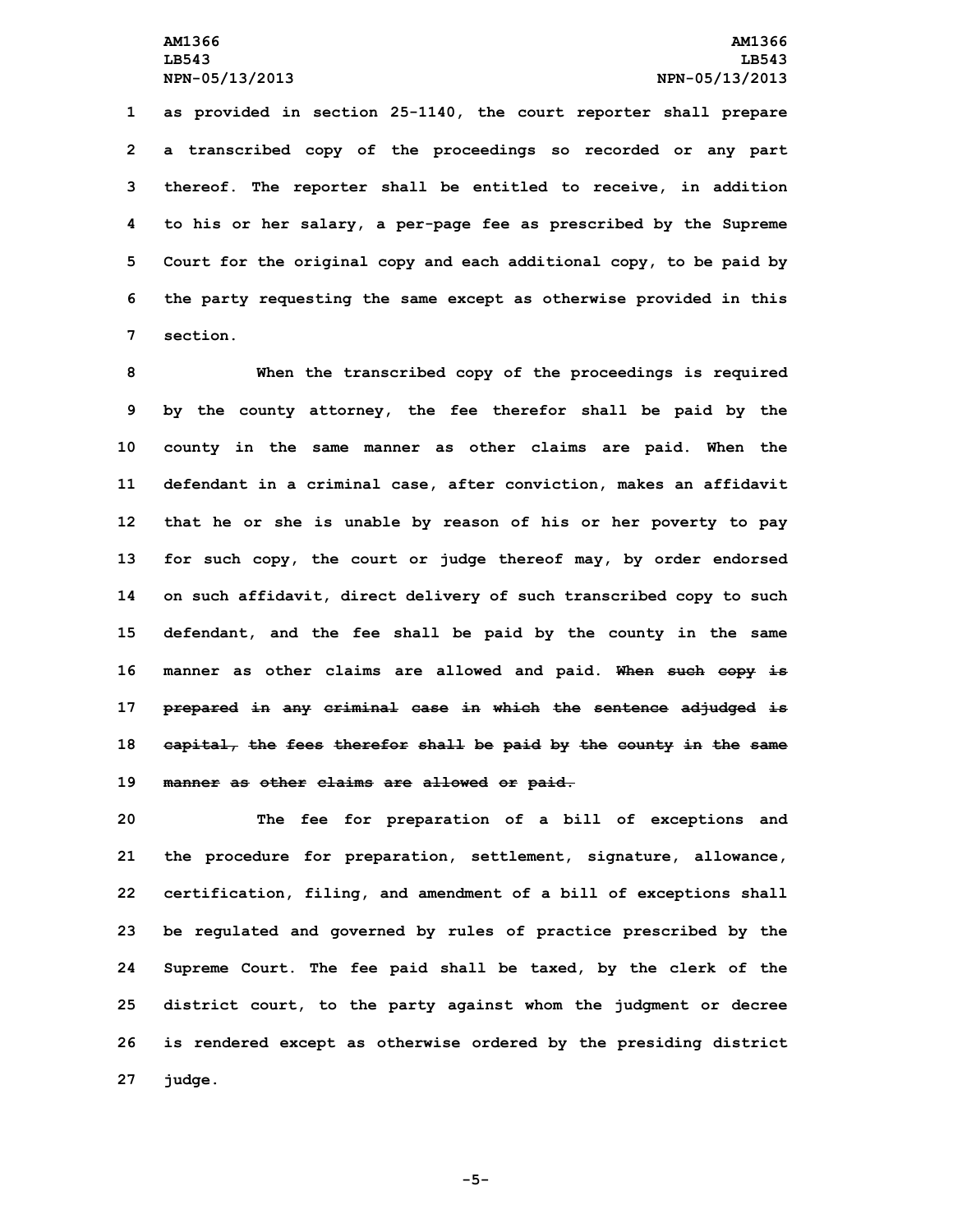as provided in section 25-1140, the court reporter shall prepare a transcribed copy of the proceedings so recorded or any part thereof. The reporter shall be entitled to receive, in addition to his or her salary, a per-page fee as prescribed by the Supreme Court for the original copy and each additional copy, to be paid by the party requesting the same except as otherwise provided in this section.

When the transcribed copy of the proceedings is required by the county attorney, the fee therefor shall be paid by the county in the same manner as other claims are paid. When the defendant in a criminal case, after conviction, makes an affidavit that he or she is unable by reason of his or her poverty to pay for such copy, the court or judge thereof may, by order endorsed on such affidavit, direct delivery of such transcribed copy to such defendant, and the fee shall be paid by the county in the same manner as other claims are allowed and paid. ~~When such copy is prepared in any criminal case in which the sentence adjudged is capital, the fees therefor shall be paid by the county in the same manner as other claims are allowed or paid.~~

The fee for preparation of a bill of exceptions and the procedure for preparation, settlement, signature, allowance, certification, filing, and amendment of a bill of exceptions shall be regulated and governed by rules of practice prescribed by the Supreme Court. The fee paid shall be taxed, by the clerk of the district court, to the party against whom the judgment or decree is rendered except as otherwise ordered by the presiding district judge.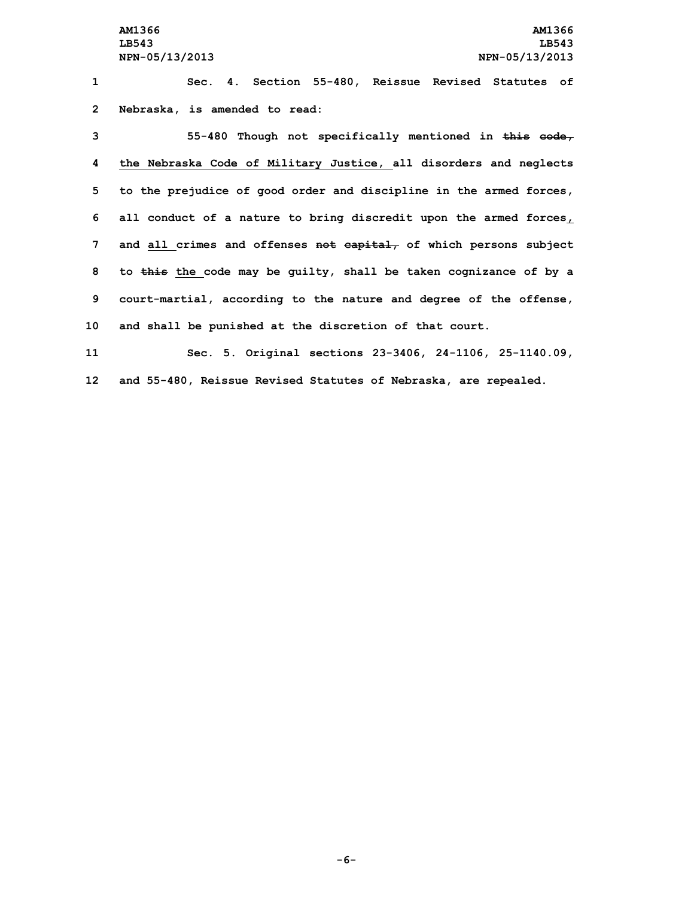Sec. 4. Section 55-480, Reissue Revised Statutes of Nebraska, is amended to read:

55-480 Though not specifically mentioned in ~~this code,~~ the Nebraska Code of Military Justice, all disorders and neglects to the prejudice of good order and discipline in the armed forces, all conduct of a nature to bring discredit upon the armed forces, and all crimes and offenses ~~not capital,~~ of which persons subject to ~~this~~ the code may be guilty, shall be taken cognizance of by a court-martial, according to the nature and degree of the offense, and shall be punished at the discretion of that court.

Sec. 5. Original sections 23-3406, 24-1106, 25-1140.09, and 55-480, Reissue Revised Statutes of Nebraska, are repealed.